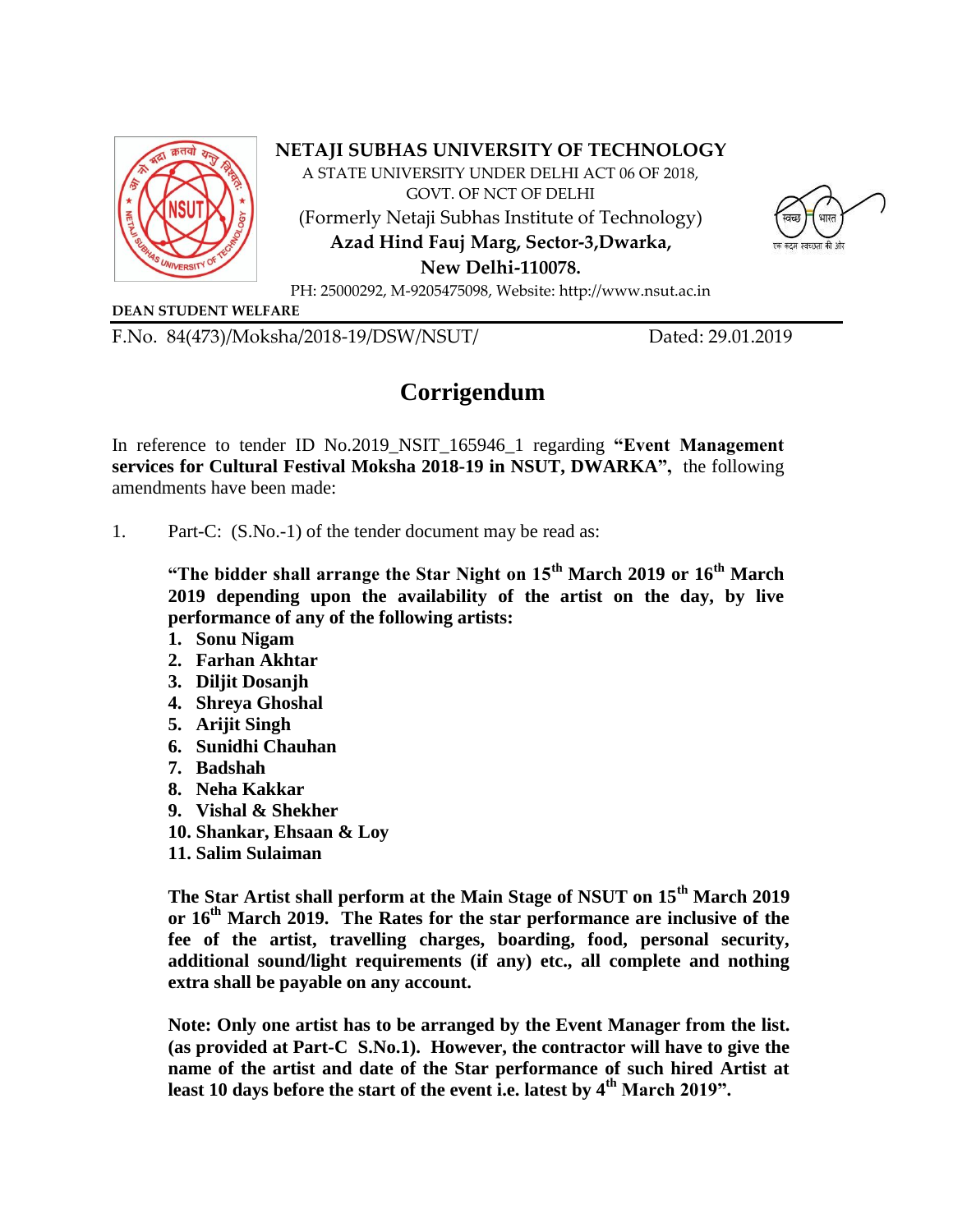**NETAJI SUBHAS UNIVERSITY OF TECHNOLOGY**

A STATE UNIVERSITY UNDER DELHI ACT 06 OF 2018,
GOVT. OF NCT OF DELHI

(Formerly Netaji Subhas Institute of Technology)

**Azad Hind Fauj Marg, Sector-3,Dwarka,**
**New Delhi-110078.**

PH: 25000292, M-9205475098, Website: http://www.nsut.ac.in

**DEAN STUDENT WELFARE**

F.No. 84(473)/Moksha/2018-19/DSW/NSUT/ Dated: 29.01.2019

# Corrigendum

In reference to tender ID No.2019_NSIT_165946_1 regarding **"Event Management services for Cultural Festival Moksha 2018-19 in NSUT, DWARKA",** the following amendments have been made:

1. Part-C: (S.No.-1) of the tender document may be read as:

**"The bidder shall arrange the Star Night on 15th March 2019 or 16th March 2019 depending upon the availability of the artist on the day, by live performance of any of the following artists:**

1. **Sonu Nigam**
2. **Farhan Akhtar**
3. **Diljit Dosanjh**
4. **Shreya Ghoshal**
5. **Arijit Singh**
6. **Sunidhi Chauhan**
7. **Badshah**
8. **Neha Kakkar**
9. **Vishal & Shekher**
10. **Shankar, Ehsaan & Loy**
11. **Salim Sulaiman**

**The Star Artist shall perform at the Main Stage of NSUT on 15th March 2019 or 16th March 2019. The Rates for the star performance are inclusive of the fee of the artist, travelling charges, boarding, food, personal security, additional sound/light requirements (if any) etc., all complete and nothing extra shall be payable on any account.**

**Note: Only one artist has to be arranged by the Event Manager from the list. (as provided at Part-C S.No.1). However, the contractor will have to give the name of the artist and date of the Star performance of such hired Artist at least 10 days before the start of the event i.e. latest by 4th March 2019".**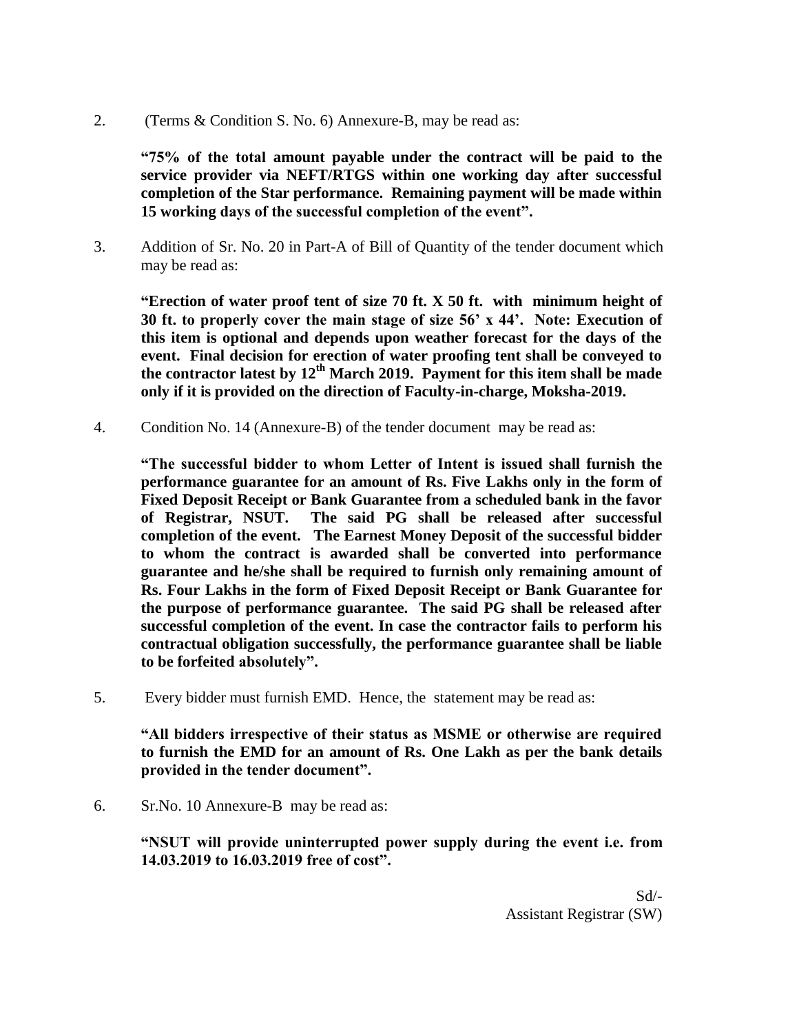2. (Terms & Condition S. No. 6) Annexure-B, may be read as:

   **"75% of the total amount payable under the contract will be paid to the service provider via NEFT/RTGS within one working day after successful completion of the Star performance. Remaining payment will be made within 15 working days of the successful completion of the event".**

3. Addition of Sr. No. 20 in Part-A of Bill of Quantity of the tender document which may be read as:

   **"Erection of water proof tent of size 70 ft. X 50 ft. with minimum height of 30 ft. to properly cover the main stage of size 56' x 44'. Note: Execution of this item is optional and depends upon weather forecast for the days of the event. Final decision for erection of water proofing tent shall be conveyed to the contractor latest by 12th March 2019. Payment for this item shall be made only if it is provided on the direction of Faculty-in-charge, Moksha-2019.**

4. Condition No. 14 (Annexure-B) of the tender document may be read as:

   **"The successful bidder to whom Letter of Intent is issued shall furnish the performance guarantee for an amount of Rs. Five Lakhs only in the form of Fixed Deposit Receipt or Bank Guarantee from a scheduled bank in the favor of Registrar, NSUT. The said PG shall be released after successful completion of the event. The Earnest Money Deposit of the successful bidder to whom the contract is awarded shall be converted into performance guarantee and he/she shall be required to furnish only remaining amount of Rs. Four Lakhs in the form of Fixed Deposit Receipt or Bank Guarantee for the purpose of performance guarantee. The said PG shall be released after successful completion of the event. In case the contractor fails to perform his contractual obligation successfully, the performance guarantee shall be liable to be forfeited absolutely".**

5. Every bidder must furnish EMD. Hence, the statement may be read as:

   **"All bidders irrespective of their status as MSME or otherwise are required to furnish the EMD for an amount of Rs. One Lakh as per the bank details provided in the tender document".**

6. Sr.No. 10 Annexure-B may be read as:

   **"NSUT will provide uninterrupted power supply during the event i.e. from 14.03.2019 to 16.03.2019 free of cost".**

Sd/-
Assistant Registrar (SW)